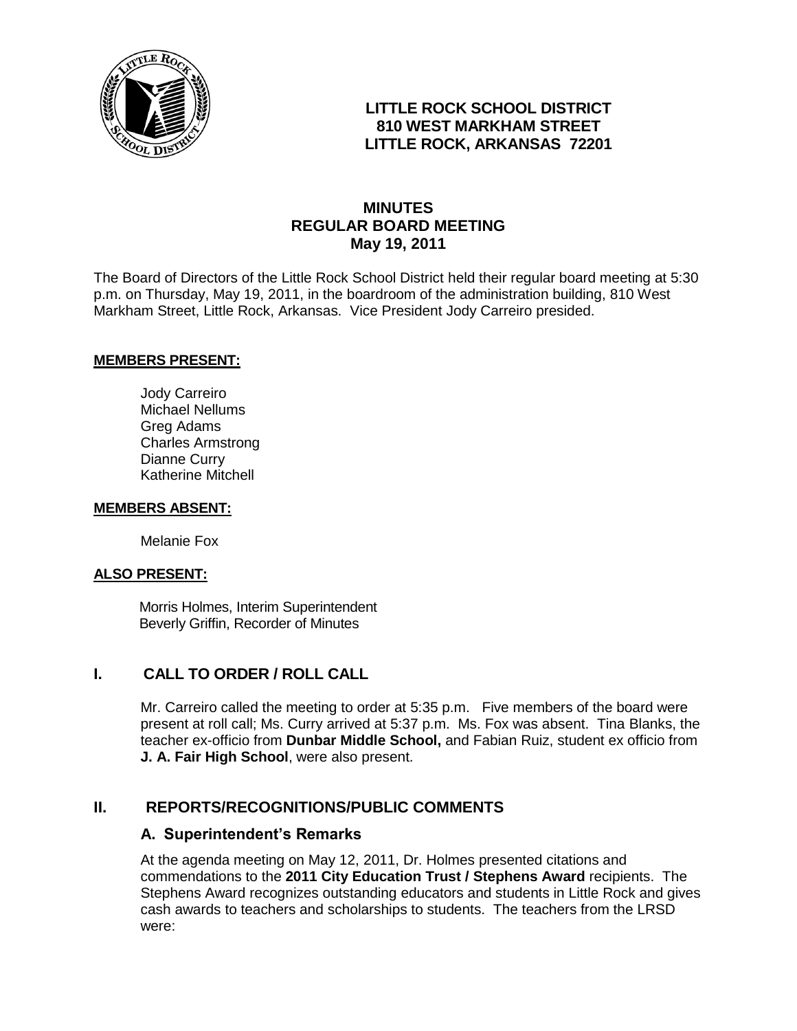# LITTLE ROCK SCHOOL DISTRICT
# 810 WEST MARKHAM STREET
# LITTLE ROCK, ARKANSAS 72201

## MINUTES
## REGULAR BOARD MEETING
## May 19, 2011

The Board of Directors of the Little Rock School District held their regular board meeting at 5:30 p.m. on Thursday, May 19, 2011, in the boardroom of the administration building, 810 West Markham Street, Little Rock, Arkansas. Vice President Jody Carreiro presided.

**MEMBERS PRESENT:**

Jody Carreiro
Michael Nellums
Greg Adams
Charles Armstrong
Dianne Curry
Katherine Mitchell

**MEMBERS ABSENT:**

Melanie Fox

**ALSO PRESENT:**

Morris Holmes, Interim Superintendent
Beverly Griffin, Recorder of Minutes

## I. CALL TO ORDER / ROLL CALL

Mr. Carreiro called the meeting to order at 5:35 p.m. Five members of the board were present at roll call; Ms. Curry arrived at 5:37 p.m. Ms. Fox was absent. Tina Blanks, the teacher ex-officio from **Dunbar Middle School,** and Fabian Ruiz, student ex officio from **J. A. Fair High School**, were also present.

## II. REPORTS/RECOGNITIONS/PUBLIC COMMENTS

### A. Superintendent's Remarks

At the agenda meeting on May 12, 2011, Dr. Holmes presented citations and commendations to the **2011 City Education Trust / Stephens Award** recipients. The Stephens Award recognizes outstanding educators and students in Little Rock and gives cash awards to teachers and scholarships to students. The teachers from the LRSD were: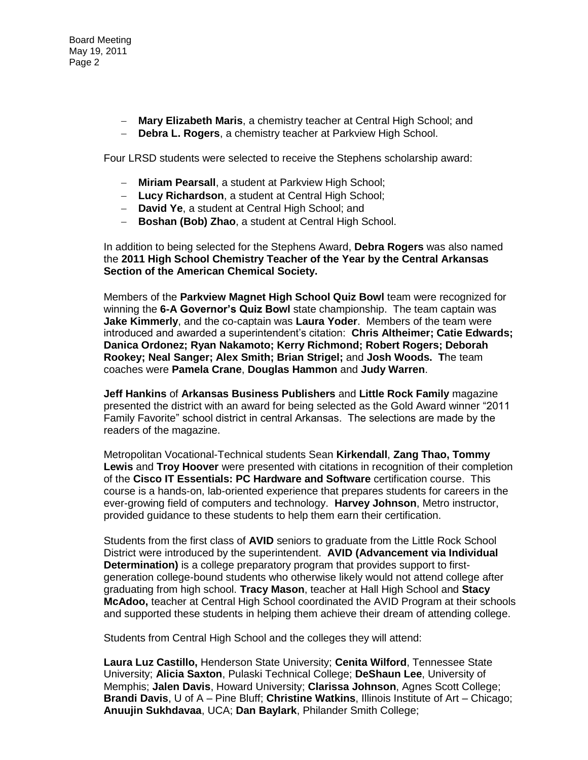- **Mary Elizabeth Maris**, a chemistry teacher at Central High School; and
- **Debra L. Rogers**, a chemistry teacher at Parkview High School.

Four LRSD students were selected to receive the Stephens scholarship award:

- **Miriam Pearsall**, a student at Parkview High School;
- **Lucy Richardson**, a student at Central High School;
- **David Ye**, a student at Central High School; and
- **Boshan (Bob) Zhao**, a student at Central High School.

In addition to being selected for the Stephens Award, **Debra Rogers** was also named the **2011 High School Chemistry Teacher of the Year by the Central Arkansas Section of the American Chemical Society.**

Members of the **Parkview Magnet High School Quiz Bowl** team were recognized for winning the **6-A Governor's Quiz Bowl** state championship. The team captain was **Jake Kimmerly**, and the co-captain was **Laura Yoder**. Members of the team were introduced and awarded a superintendent's citation: **Chris Altheimer; Catie Edwards; Danica Ordonez; Ryan Nakamoto; Kerry Richmond; Robert Rogers; Deborah Rookey; Neal Sanger; Alex Smith; Brian Strigel;** and **Josh Woods. T**he team coaches were **Pamela Crane**, **Douglas Hammon** and **Judy Warren**.

**Jeff Hankins** of **Arkansas Business Publishers** and **Little Rock Family** magazine presented the district with an award for being selected as the Gold Award winner "2011 Family Favorite" school district in central Arkansas. The selections are made by the readers of the magazine.

Metropolitan Vocational-Technical students Sean **Kirkendall**, **Zang Thao, Tommy Lewis** and **Troy Hoover** were presented with citations in recognition of their completion of the **Cisco IT Essentials: PC Hardware and Software** certification course. This course is a hands-on, lab-oriented experience that prepares students for careers in the ever-growing field of computers and technology. **Harvey Johnson**, Metro instructor, provided guidance to these students to help them earn their certification.

Students from the first class of **AVID** seniors to graduate from the Little Rock School District were introduced by the superintendent. **AVID (Advancement via Individual Determination)** is a college preparatory program that provides support to first-generation college-bound students who otherwise likely would not attend college after graduating from high school. **Tracy Mason**, teacher at Hall High School and **Stacy McAdoo,** teacher at Central High School coordinated the AVID Program at their schools and supported these students in helping them achieve their dream of attending college.

Students from Central High School and the colleges they will attend:

**Laura Luz Castillo,** Henderson State University; **Cenita Wilford**, Tennessee State University; **Alicia Saxton**, Pulaski Technical College; **DeShaun Lee**, University of Memphis; **Jalen Davis**, Howard University; **Clarissa Johnson**, Agnes Scott College; **Brandi Davis**, U of A – Pine Bluff; **Christine Watkins**, Illinois Institute of Art – Chicago; **Anuujin Sukhdavaa**, UCA; **Dan Baylark**, Philander Smith College;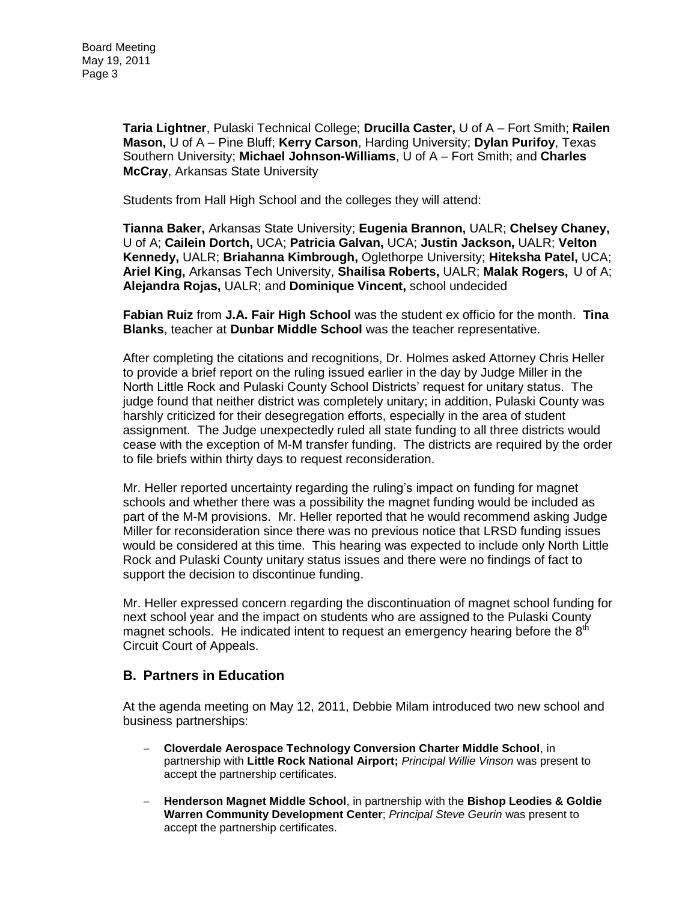**Taria Lightner**, Pulaski Technical College; **Drucilla Caster,** U of A – Fort Smith; **Railen Mason,** U of A – Pine Bluff; **Kerry Carson**, Harding University; **Dylan Purifoy**, Texas Southern University; **Michael Johnson-Williams**, U of A – Fort Smith; and **Charles McCray**, Arkansas State University

Students from Hall High School and the colleges they will attend:

**Tianna Baker,** Arkansas State University; **Eugenia Brannon,** UALR; **Chelsey Chaney,** U of A; **Cailein Dortch,** UCA; **Patricia Galvan,** UCA; **Justin Jackson,** UALR; **Velton Kennedy,** UALR; **Briahanna Kimbrough,** Oglethorpe University; **Hiteksha Patel,** UCA; **Ariel King,** Arkansas Tech University, **Shailisa Roberts,** UALR; **Malak Rogers,** U of A; **Alejandra Rojas,** UALR; and **Dominique Vincent,** school undecided

**Fabian Ruiz** from **J.A. Fair High School** was the student ex officio for the month. **Tina Blanks**, teacher at **Dunbar Middle School** was the teacher representative.

After completing the citations and recognitions, Dr. Holmes asked Attorney Chris Heller to provide a brief report on the ruling issued earlier in the day by Judge Miller in the North Little Rock and Pulaski County School Districts' request for unitary status. The judge found that neither district was completely unitary; in addition, Pulaski County was harshly criticized for their desegregation efforts, especially in the area of student assignment. The Judge unexpectedly ruled all state funding to all three districts would cease with the exception of M-M transfer funding. The districts are required by the order to file briefs within thirty days to request reconsideration.

Mr. Heller reported uncertainty regarding the ruling's impact on funding for magnet schools and whether there was a possibility the magnet funding would be included as part of the M-M provisions. Mr. Heller reported that he would recommend asking Judge Miller for reconsideration since there was no previous notice that LRSD funding issues would be considered at this time. This hearing was expected to include only North Little Rock and Pulaski County unitary status issues and there were no findings of fact to support the decision to discontinue funding.

Mr. Heller expressed concern regarding the discontinuation of magnet school funding for next school year and the impact on students who are assigned to the Pulaski County magnet schools. He indicated intent to request an emergency hearing before the 8th Circuit Court of Appeals.

## B. Partners in Education

At the agenda meeting on May 12, 2011, Debbie Milam introduced two new school and business partnerships:

- **Cloverdale Aerospace Technology Conversion Charter Middle School**, in partnership with **Little Rock National Airport;** *Principal Willie Vinson* was present to accept the partnership certificates.

- **Henderson Magnet Middle School**, in partnership with the **Bishop Leodies & Goldie Warren Community Development Center**; *Principal Steve Geurin* was present to accept the partnership certificates.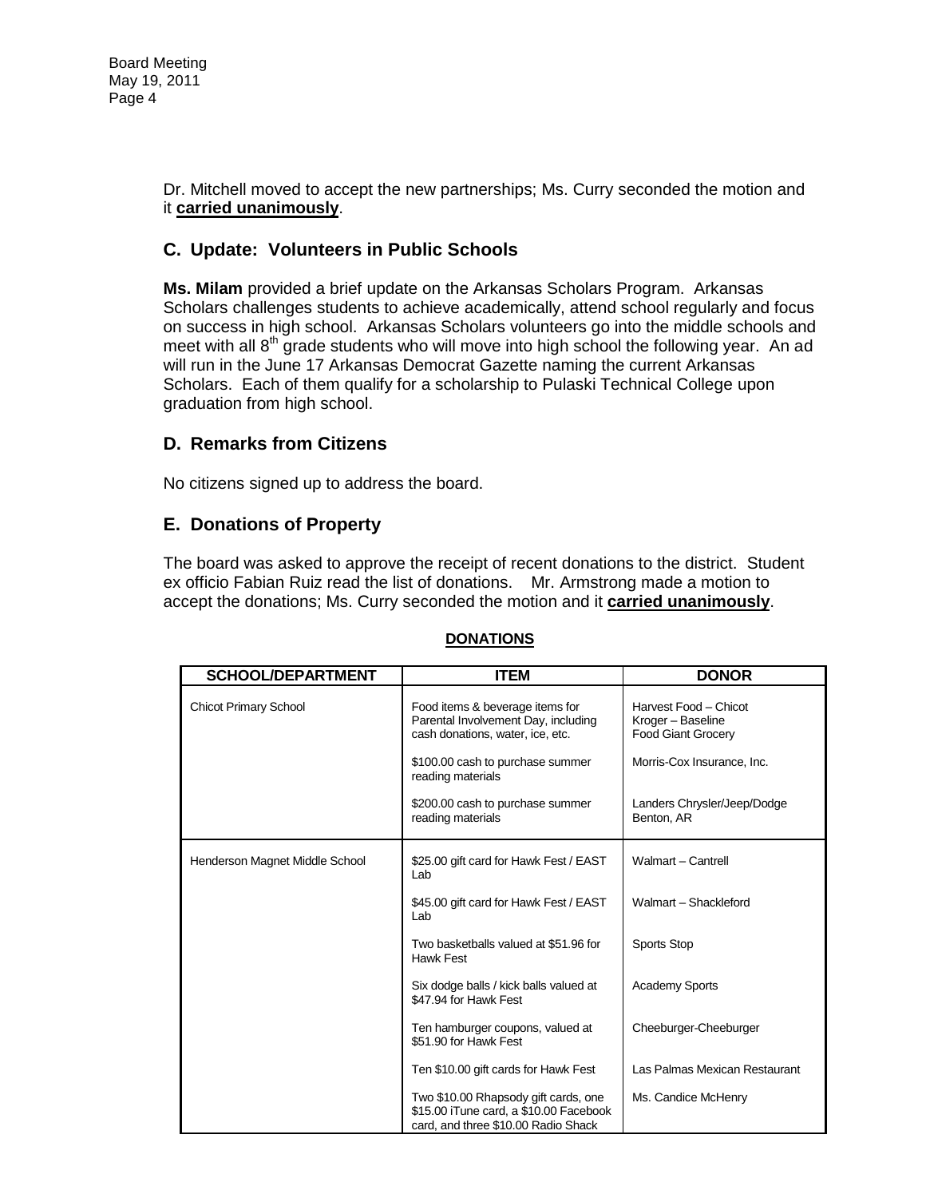Dr. Mitchell moved to accept the new partnerships; Ms. Curry seconded the motion and it **carried unanimously**.

## C. Update: Volunteers in Public Schools

**Ms. Milam** provided a brief update on the Arkansas Scholars Program. Arkansas Scholars challenges students to achieve academically, attend school regularly and focus on success in high school. Arkansas Scholars volunteers go into the middle schools and meet with all 8th grade students who will move into high school the following year. An ad will run in the June 17 Arkansas Democrat Gazette naming the current Arkansas Scholars. Each of them qualify for a scholarship to Pulaski Technical College upon graduation from high school.

## D. Remarks from Citizens

No citizens signed up to address the board.

## E. Donations of Property

The board was asked to approve the receipt of recent donations to the district. Student ex officio Fabian Ruiz read the list of donations. Mr. Armstrong made a motion to accept the donations; Ms. Curry seconded the motion and it **carried unanimously**.

**DONATIONS**

| SCHOOL/DEPARTMENT | ITEM | DONOR |
|---|---|---|
| Chicot Primary School | Food items & beverage items for Parental Involvement Day, including cash donations, water, ice, etc. | Harvest Food – Chicot<br>Kroger – Baseline<br>Food Giant Grocery |
| | $100.00 cash to purchase summer reading materials | Morris-Cox Insurance, Inc. |
| | $200.00 cash to purchase summer reading materials | Landers Chrysler/Jeep/Dodge Benton, AR |
| Henderson Magnet Middle School | $25.00 gift card for Hawk Fest / EAST Lab | Walmart – Cantrell |
| | $45.00 gift card for Hawk Fest / EAST Lab | Walmart – Shackleford |
| | Two basketballs valued at $51.96 for Hawk Fest | Sports Stop |
| | Six dodge balls / kick balls valued at $47.94 for Hawk Fest | Academy Sports |
| | Ten hamburger coupons, valued at $51.90 for Hawk Fest | Cheeburger-Cheeburger |
| | Ten $10.00 gift cards for Hawk Fest | Las Palmas Mexican Restaurant |
| | Two $10.00 Rhapsody gift cards, one $15.00 iTune card, a $10.00 Facebook card, and three $10.00 Radio Shack | Ms. Candice McHenry |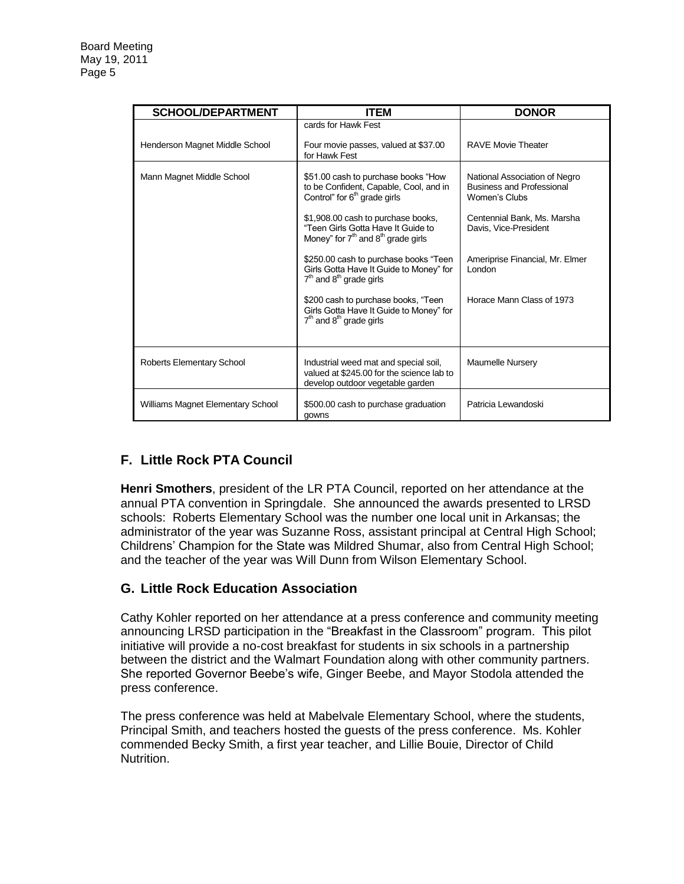| SCHOOL/DEPARTMENT | ITEM | DONOR |
|---|---|---|
| | cards for Hawk Fest | |
| Henderson Magnet Middle School | Four movie passes, valued at \$37.00 for Hawk Fest | RAVE Movie Theater |
| Mann Magnet Middle School | \$51.00 cash to purchase books "How to be Confident, Capable, Cool, and in Control" for 6th grade girls | National Association of Negro Business and Professional Women's Clubs |
| | \$1,908.00 cash to purchase books, "Teen Girls Gotta Have It Guide to Money" for 7th and 8th grade girls | Centennial Bank, Ms. Marsha Davis, Vice-President |
| | \$250.00 cash to purchase books "Teen Girls Gotta Have It Guide to Money" for 7th and 8th grade girls | Ameriprise Financial, Mr. Elmer London |
| | \$200 cash to purchase books, "Teen Girls Gotta Have It Guide to Money" for 7th and 8th grade girls | Horace Mann Class of 1973 |
| Roberts Elementary School | Industrial weed mat and special soil, valued at \$245.00 for the science lab to develop outdoor vegetable garden | Maumelle Nursery |
| Williams Magnet Elementary School | \$500.00 cash to purchase graduation gowns | Patricia Lewandoski |

## F. Little Rock PTA Council

**Henri Smothers**, president of the LR PTA Council, reported on her attendance at the annual PTA convention in Springdale. She announced the awards presented to LRSD schools: Roberts Elementary School was the number one local unit in Arkansas; the administrator of the year was Suzanne Ross, assistant principal at Central High School; Childrens' Champion for the State was Mildred Shumar, also from Central High School; and the teacher of the year was Will Dunn from Wilson Elementary School.

## G. Little Rock Education Association

Cathy Kohler reported on her attendance at a press conference and community meeting announcing LRSD participation in the "Breakfast in the Classroom" program. This pilot initiative will provide a no-cost breakfast for students in six schools in a partnership between the district and the Walmart Foundation along with other community partners. She reported Governor Beebe's wife, Ginger Beebe, and Mayor Stodola attended the press conference.

The press conference was held at Mabelvale Elementary School, where the students, Principal Smith, and teachers hosted the guests of the press conference. Ms. Kohler commended Becky Smith, a first year teacher, and Lillie Bouie, Director of Child Nutrition.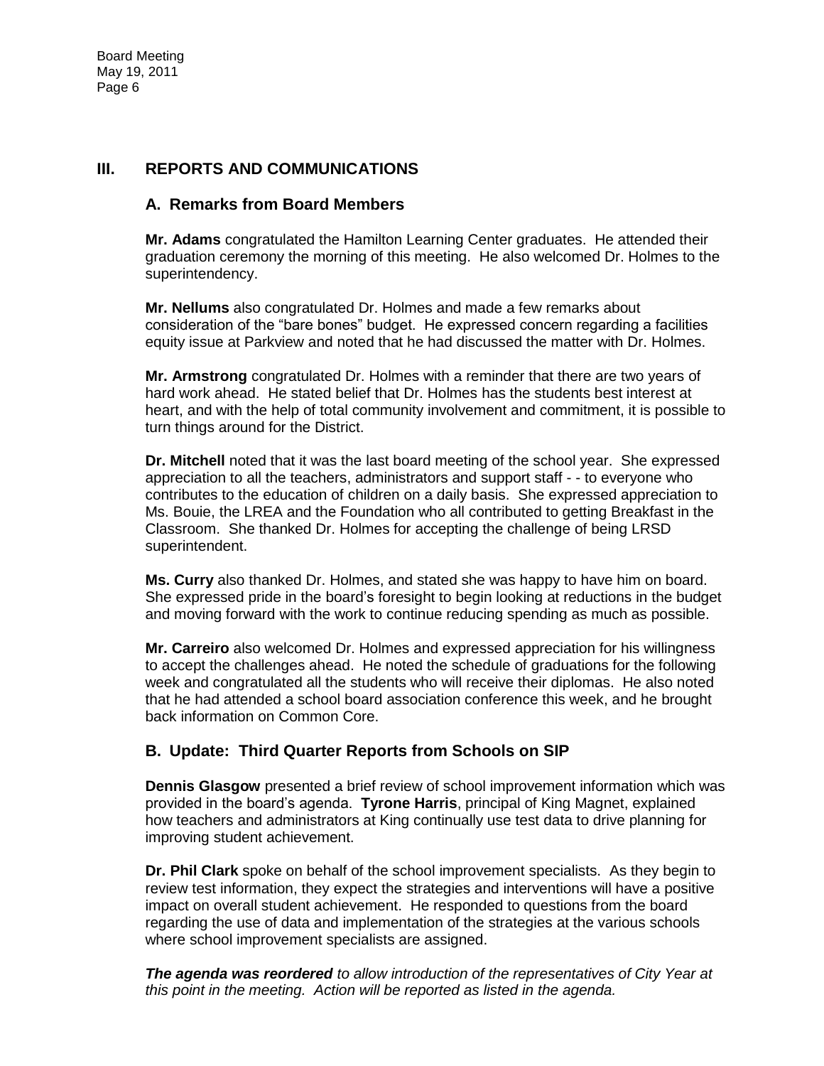## III. REPORTS AND COMMUNICATIONS

### A. Remarks from Board Members

**Mr. Adams** congratulated the Hamilton Learning Center graduates. He attended their graduation ceremony the morning of this meeting. He also welcomed Dr. Holmes to the superintendency.

**Mr. Nellums** also congratulated Dr. Holmes and made a few remarks about consideration of the "bare bones" budget. He expressed concern regarding a facilities equity issue at Parkview and noted that he had discussed the matter with Dr. Holmes.

**Mr. Armstrong** congratulated Dr. Holmes with a reminder that there are two years of hard work ahead. He stated belief that Dr. Holmes has the students best interest at heart, and with the help of total community involvement and commitment, it is possible to turn things around for the District.

**Dr. Mitchell** noted that it was the last board meeting of the school year. She expressed appreciation to all the teachers, administrators and support staff - - to everyone who contributes to the education of children on a daily basis. She expressed appreciation to Ms. Bouie, the LREA and the Foundation who all contributed to getting Breakfast in the Classroom. She thanked Dr. Holmes for accepting the challenge of being LRSD superintendent.

**Ms. Curry** also thanked Dr. Holmes, and stated she was happy to have him on board. She expressed pride in the board's foresight to begin looking at reductions in the budget and moving forward with the work to continue reducing spending as much as possible.

**Mr. Carreiro** also welcomed Dr. Holmes and expressed appreciation for his willingness to accept the challenges ahead. He noted the schedule of graduations for the following week and congratulated all the students who will receive their diplomas. He also noted that he had attended a school board association conference this week, and he brought back information on Common Core.

### B. Update: Third Quarter Reports from Schools on SIP

**Dennis Glasgow** presented a brief review of school improvement information which was provided in the board's agenda. **Tyrone Harris**, principal of King Magnet, explained how teachers and administrators at King continually use test data to drive planning for improving student achievement.

**Dr. Phil Clark** spoke on behalf of the school improvement specialists. As they begin to review test information, they expect the strategies and interventions will have a positive impact on overall student achievement. He responded to questions from the board regarding the use of data and implementation of the strategies at the various schools where school improvement specialists are assigned.

***The agenda was reordered*** *to allow introduction of the representatives of City Year at this point in the meeting. Action will be reported as listed in the agenda.*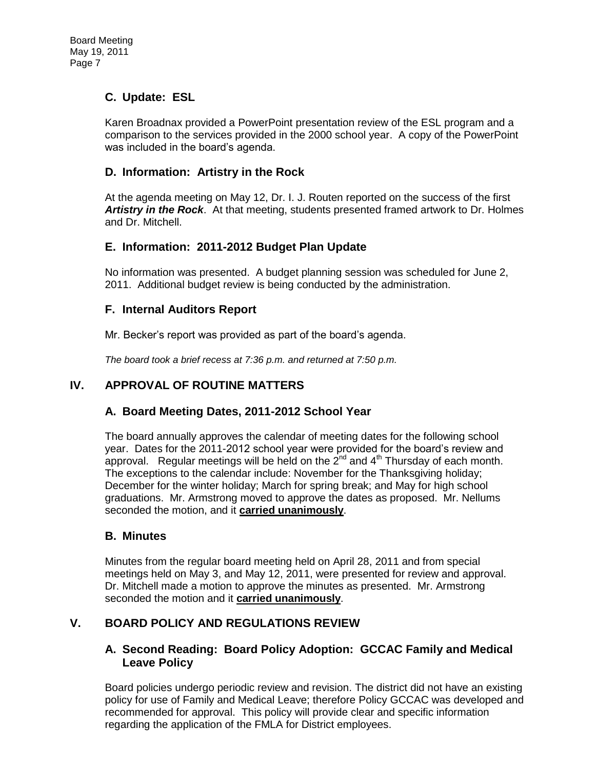### C. Update: ESL

Karen Broadnax provided a PowerPoint presentation review of the ESL program and a comparison to the services provided in the 2000 school year. A copy of the PowerPoint was included in the board's agenda.

### D. Information: Artistry in the Rock

At the agenda meeting on May 12, Dr. I. J. Routen reported on the success of the first ***Artistry in the Rock***. At that meeting, students presented framed artwork to Dr. Holmes and Dr. Mitchell.

### E. Information: 2011-2012 Budget Plan Update

No information was presented. A budget planning session was scheduled for June 2, 2011. Additional budget review is being conducted by the administration.

### F. Internal Auditors Report

Mr. Becker's report was provided as part of the board's agenda.

*The board took a brief recess at 7:36 p.m. and returned at 7:50 p.m.*

## IV. APPROVAL OF ROUTINE MATTERS

### A. Board Meeting Dates, 2011-2012 School Year

The board annually approves the calendar of meeting dates for the following school year. Dates for the 2011-2012 school year were provided for the board's review and approval. Regular meetings will be held on the 2nd and 4th Thursday of each month. The exceptions to the calendar include: November for the Thanksgiving holiday; December for the winter holiday; March for spring break; and May for high school graduations. Mr. Armstrong moved to approve the dates as proposed. Mr. Nellums seconded the motion, and it **carried unanimously**.

### B. Minutes

Minutes from the regular board meeting held on April 28, 2011 and from special meetings held on May 3, and May 12, 2011, were presented for review and approval. Dr. Mitchell made a motion to approve the minutes as presented. Mr. Armstrong seconded the motion and it **carried unanimously**.

## V. BOARD POLICY AND REGULATIONS REVIEW

### A. Second Reading: Board Policy Adoption: GCCAC Family and Medical Leave Policy

Board policies undergo periodic review and revision. The district did not have an existing policy for use of Family and Medical Leave; therefore Policy GCCAC was developed and recommended for approval. This policy will provide clear and specific information regarding the application of the FMLA for District employees.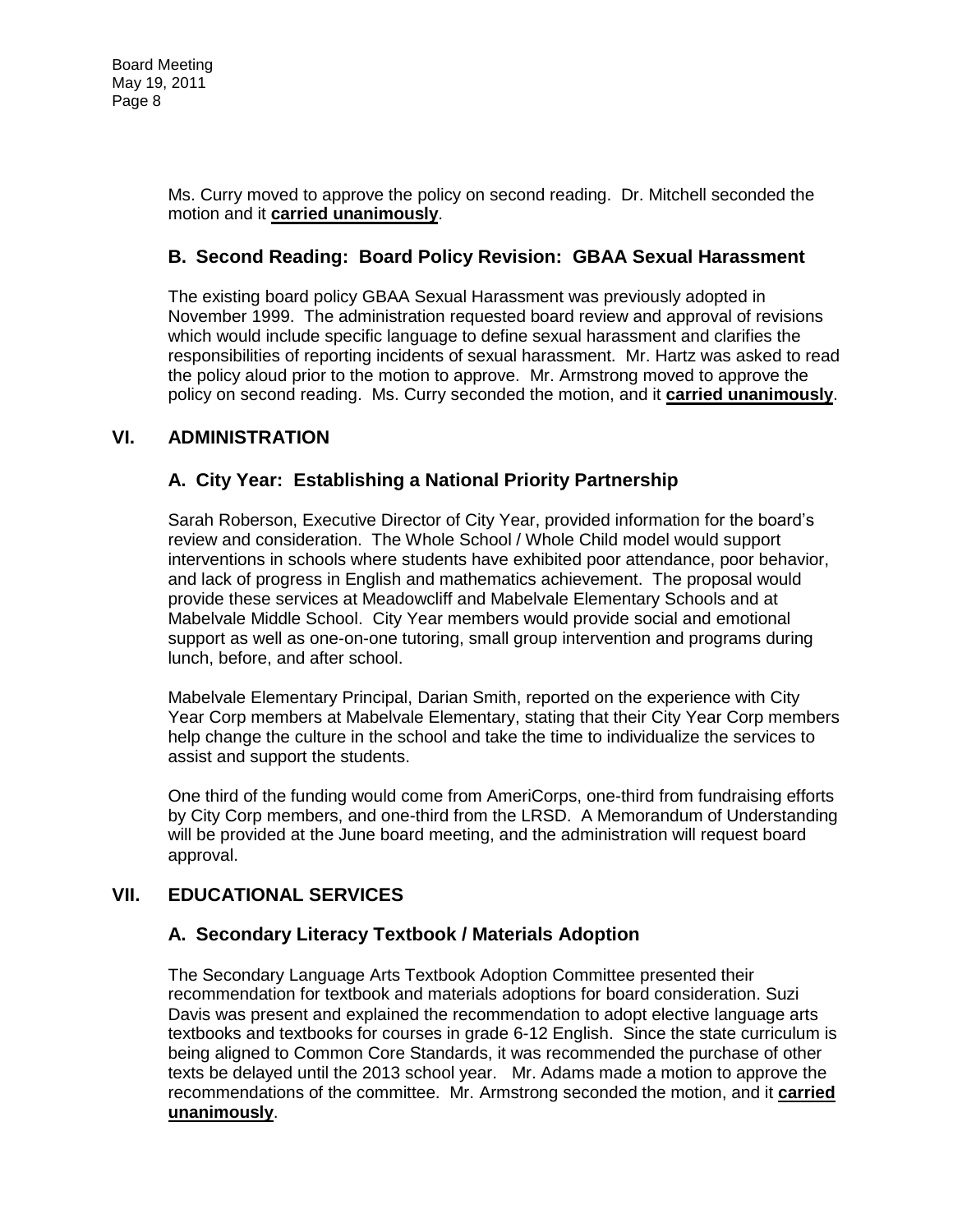Ms. Curry moved to approve the policy on second reading. Dr. Mitchell seconded the motion and it **carried unanimously**.

### B. Second Reading: Board Policy Revision: GBAA Sexual Harassment

The existing board policy GBAA Sexual Harassment was previously adopted in November 1999. The administration requested board review and approval of revisions which would include specific language to define sexual harassment and clarifies the responsibilities of reporting incidents of sexual harassment. Mr. Hartz was asked to read the policy aloud prior to the motion to approve. Mr. Armstrong moved to approve the policy on second reading. Ms. Curry seconded the motion, and it **carried unanimously**.

## VI. ADMINISTRATION

### A. City Year: Establishing a National Priority Partnership

Sarah Roberson, Executive Director of City Year, provided information for the board's review and consideration. The Whole School / Whole Child model would support interventions in schools where students have exhibited poor attendance, poor behavior, and lack of progress in English and mathematics achievement. The proposal would provide these services at Meadowcliff and Mabelvale Elementary Schools and at Mabelvale Middle School. City Year members would provide social and emotional support as well as one-on-one tutoring, small group intervention and programs during lunch, before, and after school.

Mabelvale Elementary Principal, Darian Smith, reported on the experience with City Year Corp members at Mabelvale Elementary, stating that their City Year Corp members help change the culture in the school and take the time to individualize the services to assist and support the students.

One third of the funding would come from AmeriCorps, one-third from fundraising efforts by City Corp members, and one-third from the LRSD. A Memorandum of Understanding will be provided at the June board meeting, and the administration will request board approval.

## VII. EDUCATIONAL SERVICES

### A. Secondary Literacy Textbook / Materials Adoption

The Secondary Language Arts Textbook Adoption Committee presented their recommendation for textbook and materials adoptions for board consideration. Suzi Davis was present and explained the recommendation to adopt elective language arts textbooks and textbooks for courses in grade 6-12 English. Since the state curriculum is being aligned to Common Core Standards, it was recommended the purchase of other texts be delayed until the 2013 school year. Mr. Adams made a motion to approve the recommendations of the committee. Mr. Armstrong seconded the motion, and it **carried unanimously**.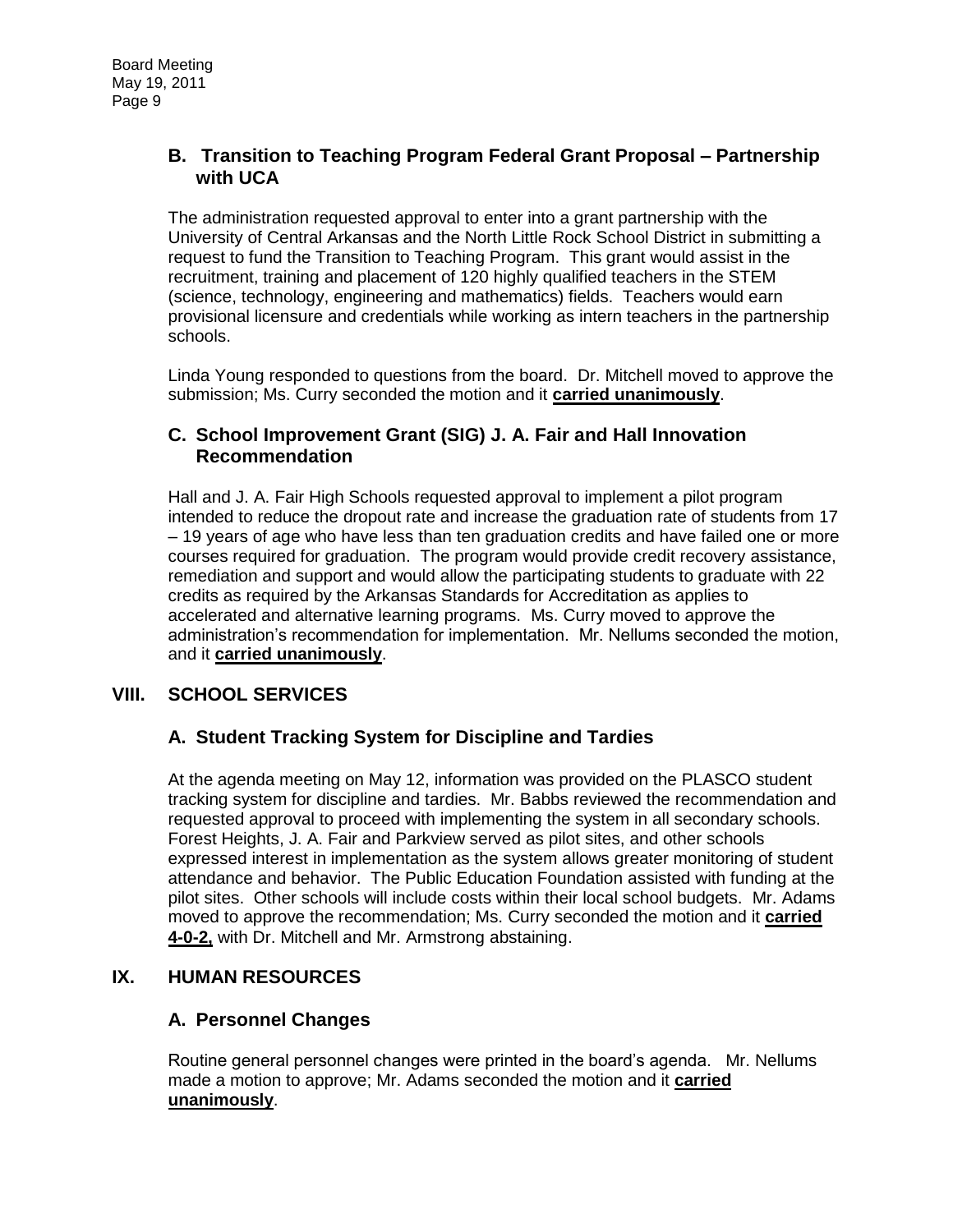### B. Transition to Teaching Program Federal Grant Proposal – Partnership with UCA

The administration requested approval to enter into a grant partnership with the University of Central Arkansas and the North Little Rock School District in submitting a request to fund the Transition to Teaching Program. This grant would assist in the recruitment, training and placement of 120 highly qualified teachers in the STEM (science, technology, engineering and mathematics) fields. Teachers would earn provisional licensure and credentials while working as intern teachers in the partnership schools.

Linda Young responded to questions from the board. Dr. Mitchell moved to approve the submission; Ms. Curry seconded the motion and it **carried unanimously**.

### C. School Improvement Grant (SIG) J. A. Fair and Hall Innovation Recommendation

Hall and J. A. Fair High Schools requested approval to implement a pilot program intended to reduce the dropout rate and increase the graduation rate of students from 17 – 19 years of age who have less than ten graduation credits and have failed one or more courses required for graduation. The program would provide credit recovery assistance, remediation and support and would allow the participating students to graduate with 22 credits as required by the Arkansas Standards for Accreditation as applies to accelerated and alternative learning programs. Ms. Curry moved to approve the administration's recommendation for implementation. Mr. Nellums seconded the motion, and it **carried unanimously**.

## VIII. SCHOOL SERVICES

### A. Student Tracking System for Discipline and Tardies

At the agenda meeting on May 12, information was provided on the PLASCO student tracking system for discipline and tardies. Mr. Babbs reviewed the recommendation and requested approval to proceed with implementing the system in all secondary schools. Forest Heights, J. A. Fair and Parkview served as pilot sites, and other schools expressed interest in implementation as the system allows greater monitoring of student attendance and behavior. The Public Education Foundation assisted with funding at the pilot sites. Other schools will include costs within their local school budgets. Mr. Adams moved to approve the recommendation; Ms. Curry seconded the motion and it **carried 4-0-2,** with Dr. Mitchell and Mr. Armstrong abstaining.

## IX. HUMAN RESOURCES

### A. Personnel Changes

Routine general personnel changes were printed in the board's agenda. Mr. Nellums made a motion to approve; Mr. Adams seconded the motion and it **carried unanimously**.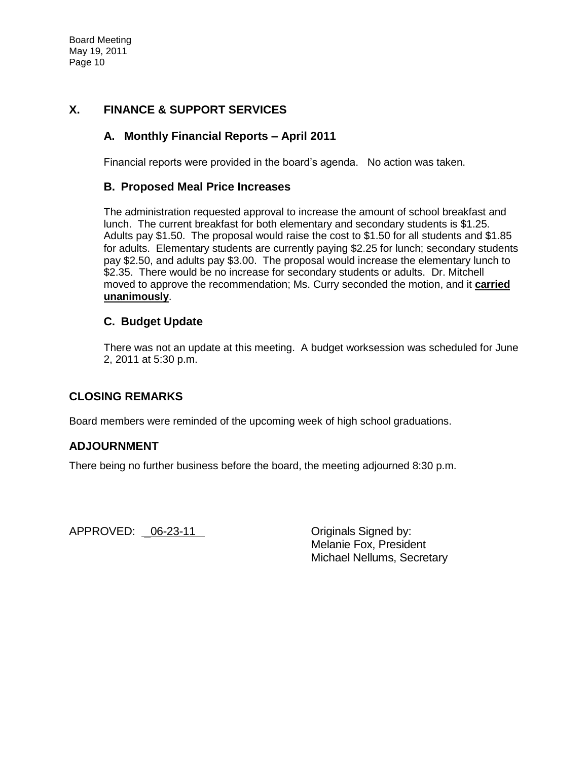## X. FINANCE & SUPPORT SERVICES

### A. Monthly Financial Reports – April 2011

Financial reports were provided in the board's agenda. No action was taken.

### B. Proposed Meal Price Increases

The administration requested approval to increase the amount of school breakfast and lunch. The current breakfast for both elementary and secondary students is $1.25. Adults pay $1.50. The proposal would raise the cost to $1.50 for all students and $1.85 for adults. Elementary students are currently paying $2.25 for lunch; secondary students pay $2.50, and adults pay $3.00. The proposal would increase the elementary lunch to $2.35. There would be no increase for secondary students or adults. Dr. Mitchell moved to approve the recommendation; Ms. Curry seconded the motion, and it **carried unanimously**.

### C. Budget Update

There was not an update at this meeting. A budget worksession was scheduled for June 2, 2011 at 5:30 p.m.

## CLOSING REMARKS

Board members were reminded of the upcoming week of high school graduations.

## ADJOURNMENT

There being no further business before the board, the meeting adjourned 8:30 p.m.

APPROVED: 06-23-11

Originals Signed by:
Melanie Fox, President
Michael Nellums, Secretary